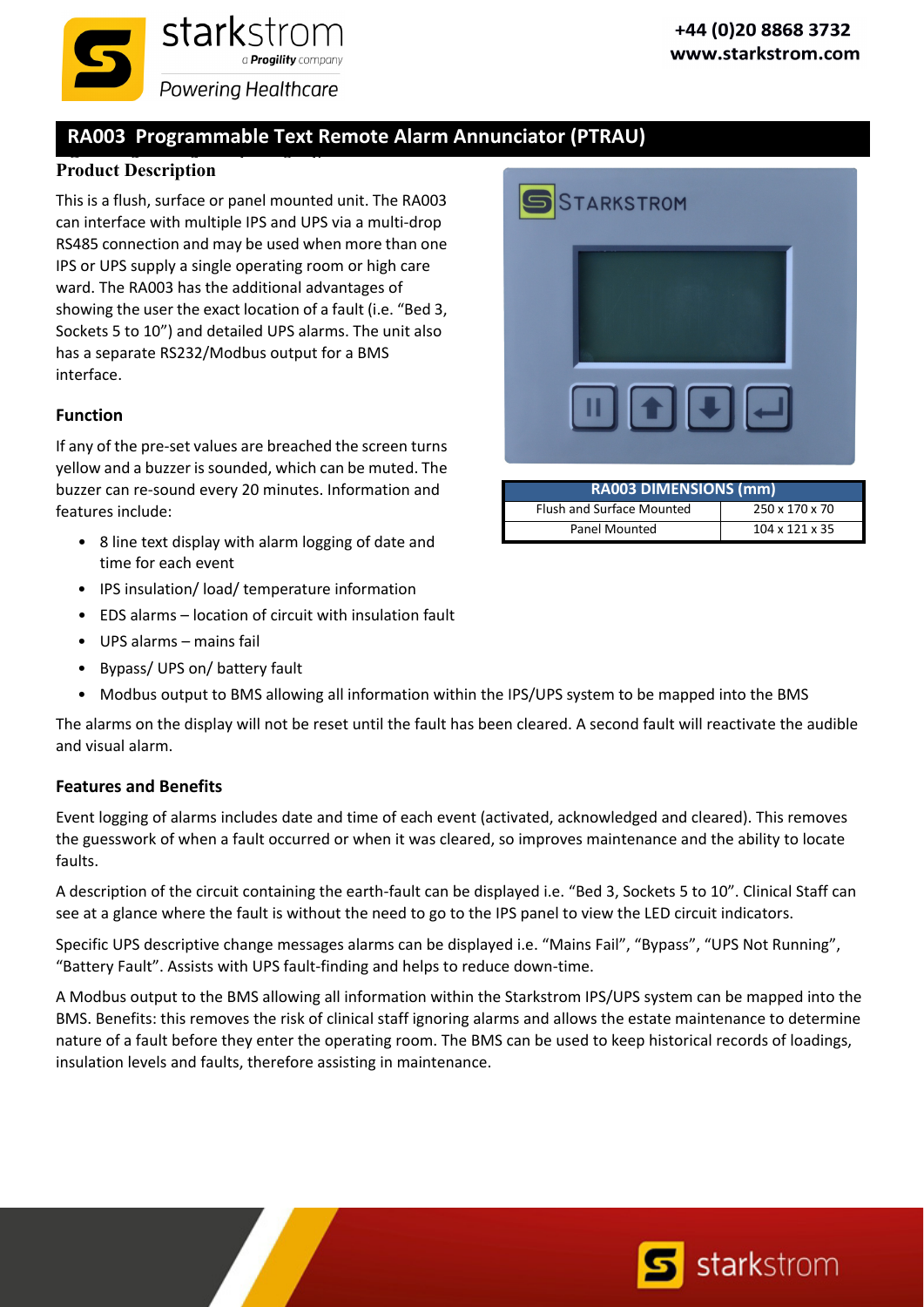# RA003 Programmable Text Remote Alarm Annunciator (PTRAU)

## Product Description

This is a flush, surface or panel mounted unit. The RA003 can interface with multiple IPS and UPS via a multi-drop RS485 connection and may be used when more than one IPS or UPS supply a single operating room or high care ward. The RA003 has the additional advantages of showing the user the exact location of a fault (i.e. "Bed 3, Sockets 5 to 10") and detailed UPS alarms. The unit also has a separate RS232/Modbus output for a BMS interface.

| RA003 DIMENSIONS (mm) | |
|---|---|
| Flush and Surface Mounted | 250 x 170 x 70 |
| Panel Mounted | 104 x 121 x 35 |

### Function

If any of the pre-set values are breached the screen turns yellow and a buzzer is sounded, which can be muted. The buzzer can re-sound every 20 minutes. Information and features include:

- 8 line text display with alarm logging of date and time for each event
- IPS insulation/ load/ temperature information
- EDS alarms – location of circuit with insulation fault
- UPS alarms – mains fail
- Bypass/ UPS on/ battery fault
- Modbus output to BMS allowing all information within the IPS/UPS system to be mapped into the BMS

The alarms on the display will not be reset until the fault has been cleared. A second fault will reactivate the audible and visual alarm.

### Features and Benefits

Event logging of alarms includes date and time of each event (activated, acknowledged and cleared). This removes the guesswork of when a fault occurred or when it was cleared, so improves maintenance and the ability to locate faults.

A description of the circuit containing the earth-fault can be displayed i.e. "Bed 3, Sockets 5 to 10". Clinical Staff can see at a glance where the fault is without the need to go to the IPS panel to view the LED circuit indicators.

Specific UPS descriptive change messages alarms can be displayed i.e. "Mains Fail", "Bypass", "UPS Not Running", "Battery Fault". Assists with UPS fault-finding and helps to reduce down-time.

A Modbus output to the BMS allowing all information within the Starkstrom IPS/UPS system can be mapped into the BMS. Benefits: this removes the risk of clinical staff ignoring alarms and allows the estate maintenance to determine nature of a fault before they enter the operating room. The BMS can be used to keep historical records of loadings, insulation levels and faults, therefore assisting in maintenance.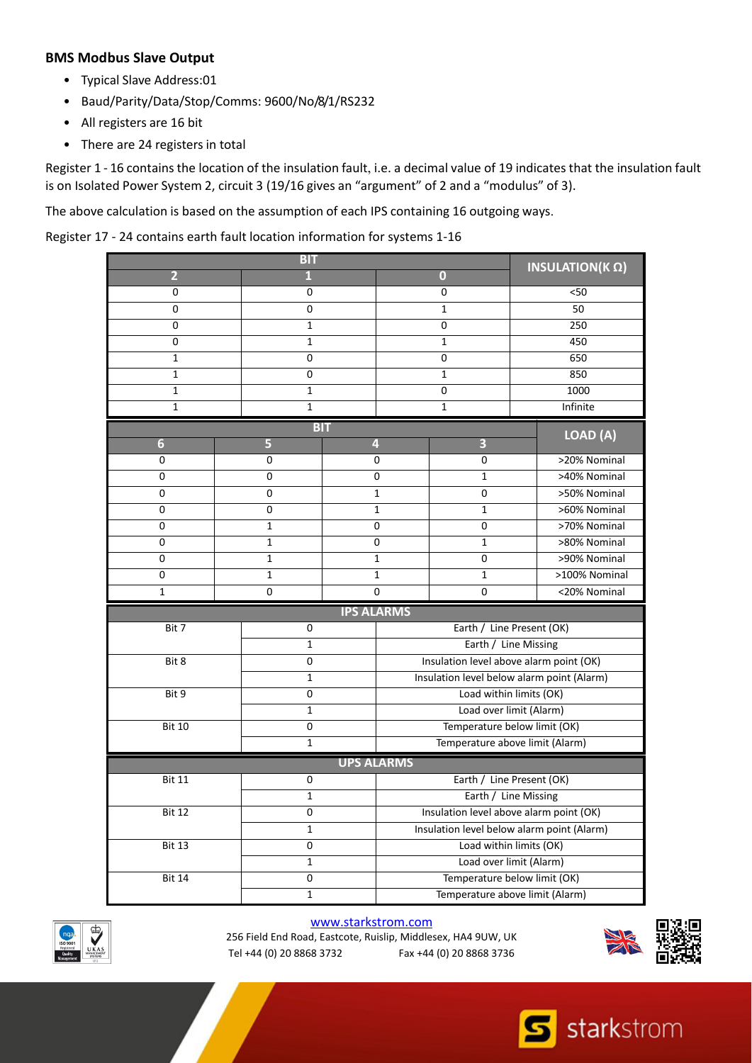### BMS Modbus Slave Output

- Typical Slave Address:01
- Baud/Parity/Data/Stop/Comms: 9600/No/8/1/RS232
- All registers are 16 bit
- There are 24 registers in total

Register 1 - 16 contains the location of the insulation fault, i.e. a decimal value of 19 indicates that the insulation fault is on Isolated Power System 2, circuit 3 (19/16 gives an "argument" of 2 and a "modulus" of 3).

The above calculation is based on the assumption of each IPS containing 16 outgoing ways.

Register 17 - 24 contains earth fault location information for systems 1-16

| BIT | | | INSULATION(K Ω) |
|---|---|---|---|
| 2 | 1 | 0 | |
| 0 | 0 | 0 | <50 |
| 0 | 0 | 1 | 50 |
| 0 | 1 | 0 | 250 |
| 0 | 1 | 1 | 450 |
| 1 | 0 | 0 | 650 |
| 1 | 0 | 1 | 850 |
| 1 | 1 | 0 | 1000 |
| 1 | 1 | 1 | Infinite |

| BIT | | | | LOAD (A) |
|---|---|---|---|---|
| 6 | 5 | 4 | 3 | |
| 0 | 0 | 0 | 0 | >20% Nominal |
| 0 | 0 | 0 | 1 | >40% Nominal |
| 0 | 0 | 1 | 0 | >50% Nominal |
| 0 | 0 | 1 | 1 | >60% Nominal |
| 0 | 1 | 0 | 0 | >70% Nominal |
| 0 | 1 | 0 | 1 | >80% Nominal |
| 0 | 1 | 1 | 0 | >90% Nominal |
| 0 | 1 | 1 | 1 | >100% Nominal |
| 1 | 0 | 0 | 0 | <20% Nominal |

| IPS ALARMS | | |
|---|---|---|
| Bit 7 | 0 | Earth / Line Present (OK) |
| | 1 | Earth / Line Missing |
| Bit 8 | 0 | Insulation level above alarm point (OK) |
| | 1 | Insulation level below alarm point (Alarm) |
| Bit 9 | 0 | Load within limits (OK) |
| | 1 | Load over limit (Alarm) |
| Bit 10 | 0 | Temperature below limit (OK) |
| | 1 | Temperature above limit (Alarm) |

| UPS ALARMS | | |
|---|---|---|
| Bit 11 | 0 | Earth / Line Present (OK) |
| | 1 | Earth / Line Missing |
| Bit 12 | 0 | Insulation level above alarm point (OK) |
| | 1 | Insulation level below alarm point (Alarm) |
| Bit 13 | 0 | Load within limits (OK) |
| | 1 | Load over limit (Alarm) |
| Bit 14 | 0 | Temperature below limit (OK) |
| | 1 | Temperature above limit (Alarm) |

www.starkstrom.com
256 Field End Road, Eastcote, Ruislip, Middlesex, HA4 9UW, UK
Tel +44 (0) 20 8868 3732 Fax +44 (0) 20 8868 3736